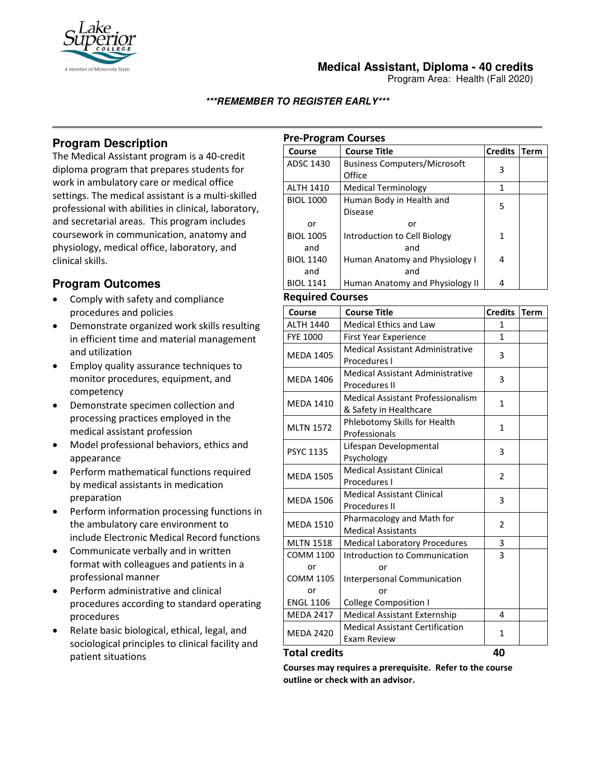Lake Superior College
A member of Minnesota State

# Medical Assistant, Diploma - 40 credits

Program Area: Health (Fall 2020)

***REMEMBER TO REGISTER EARLY***

## Program Description

The Medical Assistant program is a 40-credit diploma program that prepares students for work in ambulatory care or medical office settings. The medical assistant is a multi-skilled professional with abilities in clinical, laboratory, and secretarial areas. This program includes coursework in communication, anatomy and physiology, medical office, laboratory, and clinical skills.

## Program Outcomes

- Comply with safety and compliance procedures and policies
- Demonstrate organized work skills resulting in efficient time and material management and utilization
- Employ quality assurance techniques to monitor procedures, equipment, and competency
- Demonstrate specimen collection and processing practices employed in the medical assistant profession
- Model professional behaviors, ethics and appearance
- Perform mathematical functions required by medical assistants in medication preparation
- Perform information processing functions in the ambulatory care environment to include Electronic Medical Record functions
- Communicate verbally and in written format with colleagues and patients in a professional manner
- Perform administrative and clinical procedures according to standard operating procedures
- Relate basic biological, ethical, legal, and sociological principles to clinical facility and patient situations

### Pre-Program Courses

| Course | Course Title | Credits | Term |
|---|---|---|---|
| ADSC 1430 | Business Computers/Microsoft Office | 3 | |
| ALTH 1410 | Medical Terminology | 1 | |
| BIOL 1000 | Human Body in Health and Disease | 5 | |
| or | or | | |
| BIOL 1005 | Introduction to Cell Biology | 1 | |
| and | and | | |
| BIOL 1140 | Human Anatomy and Physiology I | 4 | |
| and | and | | |
| BIOL 1141 | Human Anatomy and Physiology II | 4 | |

### Required Courses

| Course | Course Title | Credits | Term |
|---|---|---|---|
| ALTH 1440 | Medical Ethics and Law | 1 | |
| FYE 1000 | First Year Experience | 1 | |
| MEDA 1405 | Medical Assistant Administrative Procedures I | 3 | |
| MEDA 1406 | Medical Assistant Administrative Procedures II | 3 | |
| MEDA 1410 | Medical Assistant Professionalism & Safety in Healthcare | 1 | |
| MLTN 1572 | Phlebotomy Skills for Health Professionals | 1 | |
| PSYC 1135 | Lifespan Developmental Psychology | 3 | |
| MEDA 1505 | Medical Assistant Clinical Procedures I | 2 | |
| MEDA 1506 | Medical Assistant Clinical Procedures II | 3 | |
| MEDA 1510 | Pharmacology and Math for Medical Assistants | 2 | |
| MLTN 1518 | Medical Laboratory Procedures | 3 | |
| COMM 1100 or COMM 1105 or ENGL 1106 | Introduction to Communication or Interpersonal Communication or College Composition I | 3 | |
| MEDA 2417 | Medical Assistant Externship | 4 | |
| MEDA 2420 | Medical Assistant Certification Exam Review | 1 | |

**Total credits** **40**

**Courses may requires a prerequisite. Refer to the course outline or check with an advisor.**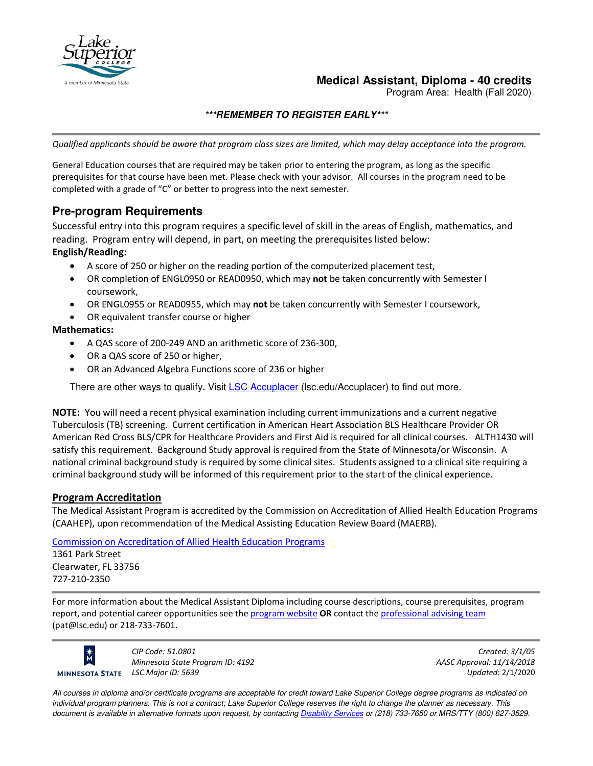Medical Assistant, Diploma - 40 credits

Program Area: Health (Fall 2020)

***REMEMBER TO REGISTER EARLY***

*Qualified applicants should be aware that program class sizes are limited, which may delay acceptance into the program.*

General Education courses that are required may be taken prior to entering the program, as long as the specific prerequisites for that course have been met. Please check with your advisor. All courses in the program need to be completed with a grade of "C" or better to progress into the next semester.

## Pre-program Requirements

Successful entry into this program requires a specific level of skill in the areas of English, mathematics, and reading. Program entry will depend, in part, on meeting the prerequisites listed below:

**English/Reading:**

- A score of 250 or higher on the reading portion of the computerized placement test,
- OR completion of ENGL0950 or READ0950, which may **not** be taken concurrently with Semester I coursework,
- OR ENGL0955 or READ0955, which may **not** be taken concurrently with Semester I coursework,
- OR equivalent transfer course or higher

**Mathematics:**

- A QAS score of 200-249 AND an arithmetic score of 236-300,
- OR a QAS score of 250 or higher,
- OR an Advanced Algebra Functions score of 236 or higher

There are other ways to qualify. Visit LSC Accuplacer (lsc.edu/Accuplacer) to find out more.

**NOTE:** You will need a recent physical examination including current immunizations and a current negative Tuberculosis (TB) screening. Current certification in American Heart Association BLS Healthcare Provider OR American Red Cross BLS/CPR for Healthcare Providers and First Aid is required for all clinical courses. ALTH1430 will satisfy this requirement. Background Study approval is required from the State of Minnesota/or Wisconsin. A national criminal background study is required by some clinical sites. Students assigned to a clinical site requiring a criminal background study will be informed of this requirement prior to the start of the clinical experience.

## Program Accreditation

The Medical Assistant Program is accredited by the Commission on Accreditation of Allied Health Education Programs (CAAHEP), upon recommendation of the Medical Assisting Education Review Board (MAERB).

Commission on Accreditation of Allied Health Education Programs
1361 Park Street
Clearwater, FL 33756
727-210-2350

For more information about the Medical Assistant Diploma including course descriptions, course prerequisites, program report, and potential career opportunities see the program website **OR** contact the professional advising team (pat@lsc.edu) or 218-733-7601.

*CIP Code: 51.0801*
*Minnesota State Program ID: 4192*
*LSC Major ID: 5639*

*Created: 3/1/05*
*AASC Approval: 11/14/2018*
*Updated: 2/1/2020*

*All courses in diploma and/or certificate programs are acceptable for credit toward Lake Superior College degree programs as indicated on individual program planners. This is not a contract; Lake Superior College reserves the right to change the planner as necessary. This document is available in alternative formats upon request, by contacting Disability Services or (218) 733-7650 or MRS/TTY (800) 627-3529.*